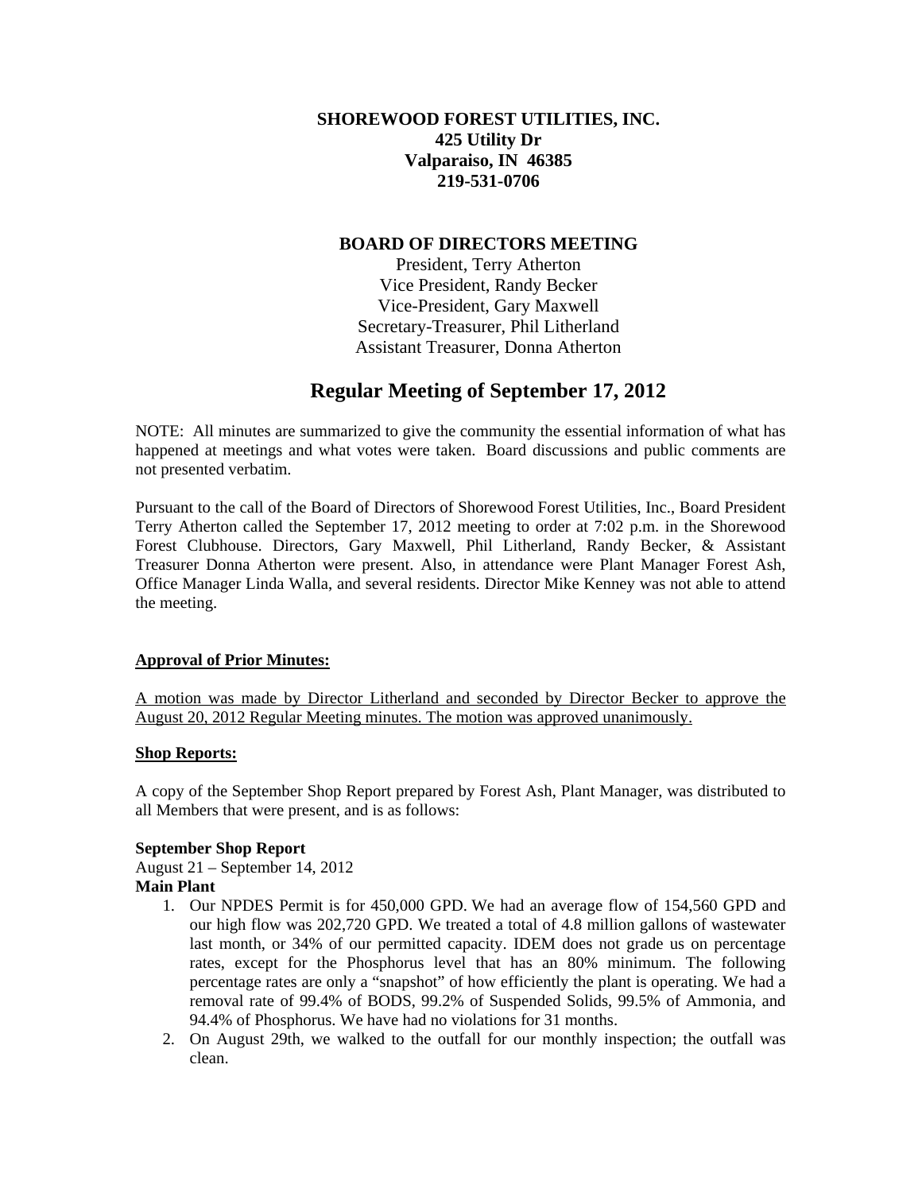**SHOREWOOD FOREST UTILITIES, INC.**
**425 Utility Dr**
**Valparaiso, IN 46385**
**219-531-0706**

**BOARD OF DIRECTORS MEETING**

President, Terry Atherton
Vice President, Randy Becker
Vice-President, Gary Maxwell
Secretary-Treasurer, Phil Litherland
Assistant Treasurer, Donna Atherton

# Regular Meeting of September 17, 2012

NOTE: All minutes are summarized to give the community the essential information of what has happened at meetings and what votes were taken. Board discussions and public comments are not presented verbatim.

Pursuant to the call of the Board of Directors of Shorewood Forest Utilities, Inc., Board President Terry Atherton called the September 17, 2012 meeting to order at 7:02 p.m. in the Shorewood Forest Clubhouse. Directors, Gary Maxwell, Phil Litherland, Randy Becker, & Assistant Treasurer Donna Atherton were present. Also, in attendance were Plant Manager Forest Ash, Office Manager Linda Walla, and several residents. Director Mike Kenney was not able to attend the meeting.

**Approval of Prior Minutes:**

A motion was made by Director Litherland and seconded by Director Becker to approve the August 20, 2012 Regular Meeting minutes. The motion was approved unanimously.

**Shop Reports:**

A copy of the September Shop Report prepared by Forest Ash, Plant Manager, was distributed to all Members that were present, and is as follows:

**September Shop Report**

August 21 – September 14, 2012

**Main Plant**

1. Our NPDES Permit is for 450,000 GPD. We had an average flow of 154,560 GPD and our high flow was 202,720 GPD. We treated a total of 4.8 million gallons of wastewater last month, or 34% of our permitted capacity. IDEM does not grade us on percentage rates, except for the Phosphorus level that has an 80% minimum. The following percentage rates are only a "snapshot" of how efficiently the plant is operating. We had a removal rate of 99.4% of BODS, 99.2% of Suspended Solids, 99.5% of Ammonia, and 94.4% of Phosphorus. We have had no violations for 31 months.
2. On August 29th, we walked to the outfall for our monthly inspection; the outfall was clean.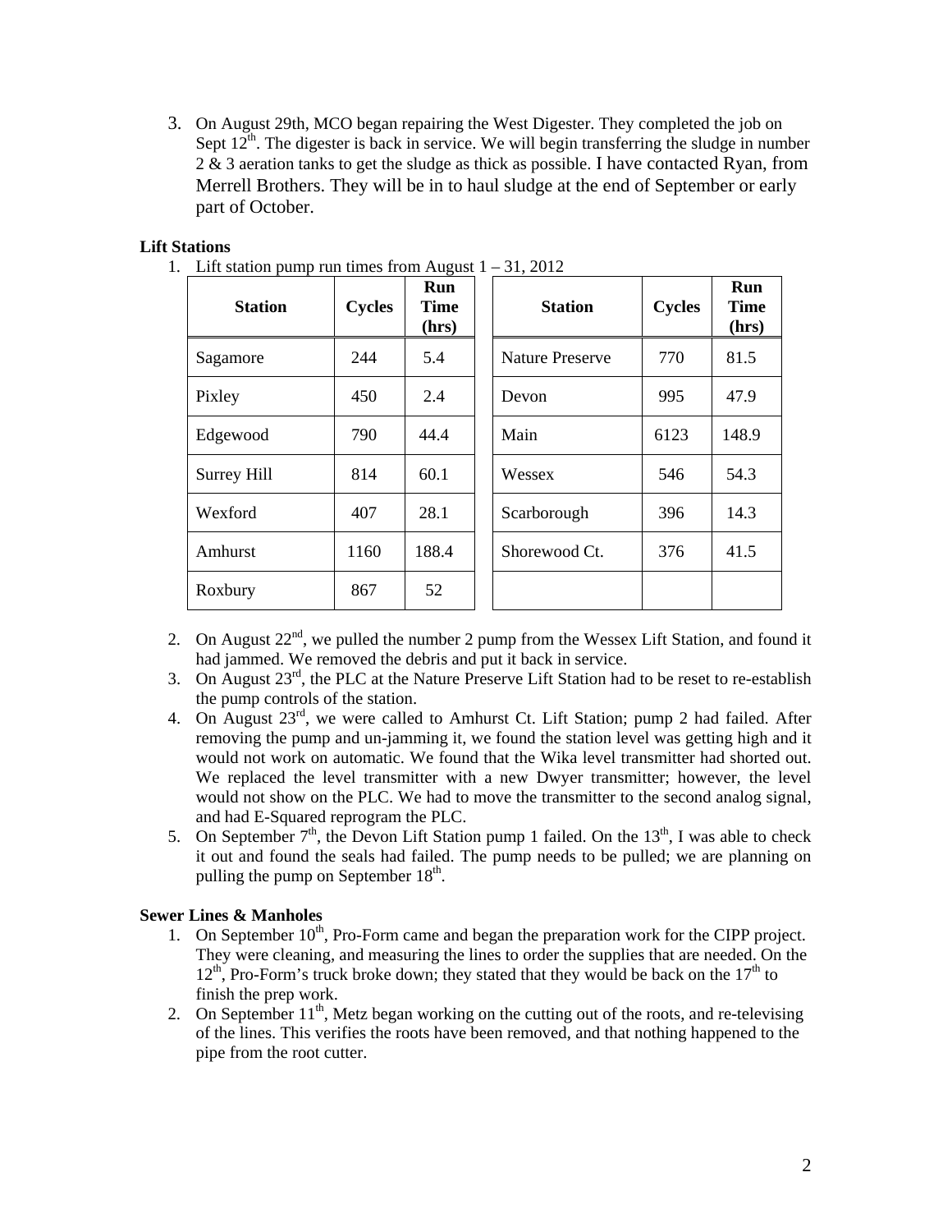3. On August 29th, MCO began repairing the West Digester. They completed the job on Sept 12th. The digester is back in service. We will begin transferring the sludge in number 2 & 3 aeration tanks to get the sludge as thick as possible. I have contacted Ryan, from Merrell Brothers. They will be in to haul sludge at the end of September or early part of October.

**Lift Stations**

1. Lift station pump run times from August 1 – 31, 2012

| Station | Cycles | Run Time (hrs) | Station | Cycles | Run Time (hrs) |
|---|---|---|---|---|---|
| Sagamore | 244 | 5.4 | Nature Preserve | 770 | 81.5 |
| Pixley | 450 | 2.4 | Devon | 995 | 47.9 |
| Edgewood | 790 | 44.4 | Main | 6123 | 148.9 |
| Surrey Hill | 814 | 60.1 | Wessex | 546 | 54.3 |
| Wexford | 407 | 28.1 | Scarborough | 396 | 14.3 |
| Amhurst | 1160 | 188.4 | Shorewood Ct. | 376 | 41.5 |
| Roxbury | 867 | 52 | | | |

2. On August 22nd, we pulled the number 2 pump from the Wessex Lift Station, and found it had jammed. We removed the debris and put it back in service.
3. On August 23rd, the PLC at the Nature Preserve Lift Station had to be reset to re-establish the pump controls of the station.
4. On August 23rd, we were called to Amhurst Ct. Lift Station; pump 2 had failed. After removing the pump and un-jamming it, we found the station level was getting high and it would not work on automatic. We found that the Wika level transmitter had shorted out. We replaced the level transmitter with a new Dwyer transmitter; however, the level would not show on the PLC. We had to move the transmitter to the second analog signal, and had E-Squared reprogram the PLC.
5. On September 7th, the Devon Lift Station pump 1 failed. On the 13th, I was able to check it out and found the seals had failed. The pump needs to be pulled; we are planning on pulling the pump on September 18th.

**Sewer Lines & Manholes**

1. On September 10th, Pro-Form came and began the preparation work for the CIPP project. They were cleaning, and measuring the lines to order the supplies that are needed. On the 12th, Pro-Form's truck broke down; they stated that they would be back on the 17th to finish the prep work.
2. On September 11th, Metz began working on the cutting out of the roots, and re-televising of the lines. This verifies the roots have been removed, and that nothing happened to the pipe from the root cutter.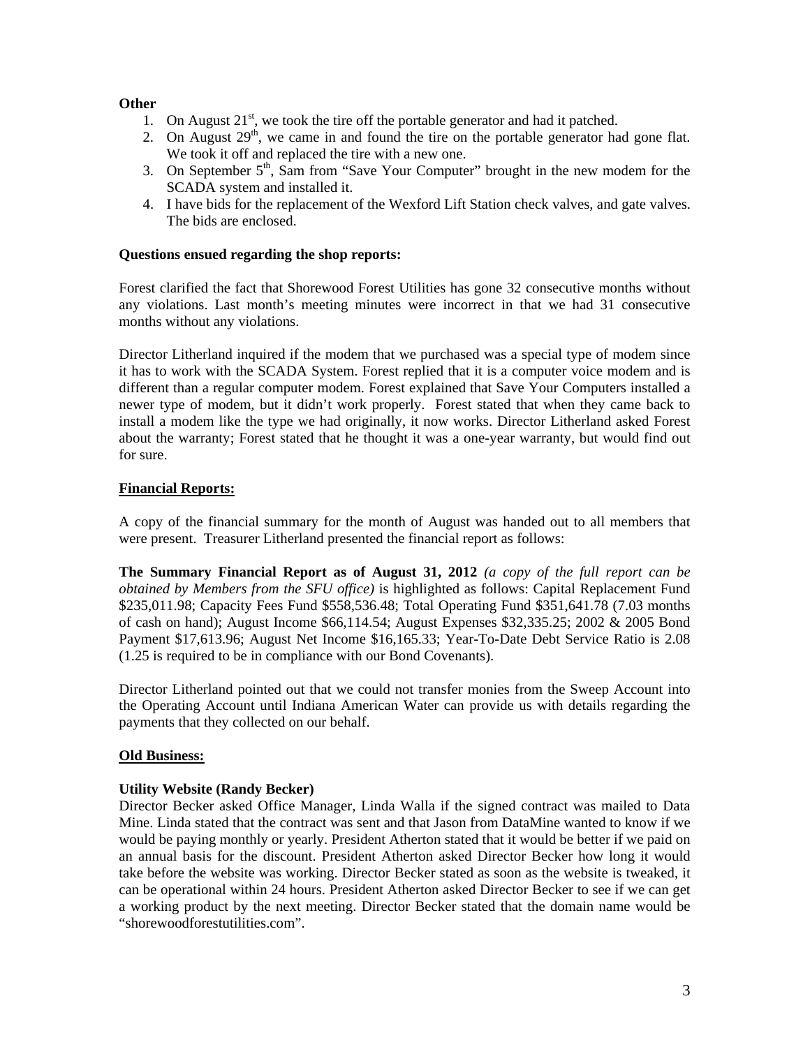**Other**

1. On August 21st, we took the tire off the portable generator and had it patched.
2. On August 29th, we came in and found the tire on the portable generator had gone flat. We took it off and replaced the tire with a new one.
3. On September 5th, Sam from "Save Your Computer" brought in the new modem for the SCADA system and installed it.
4. I have bids for the replacement of the Wexford Lift Station check valves, and gate valves. The bids are enclosed.

**Questions ensued regarding the shop reports:**

Forest clarified the fact that Shorewood Forest Utilities has gone 32 consecutive months without any violations. Last month's meeting minutes were incorrect in that we had 31 consecutive months without any violations.

Director Litherland inquired if the modem that we purchased was a special type of modem since it has to work with the SCADA System. Forest replied that it is a computer voice modem and is different than a regular computer modem. Forest explained that Save Your Computers installed a newer type of modem, but it didn't work properly. Forest stated that when they came back to install a modem like the type we had originally, it now works. Director Litherland asked Forest about the warranty; Forest stated that he thought it was a one-year warranty, but would find out for sure.

## Financial Reports:

A copy of the financial summary for the month of August was handed out to all members that were present. Treasurer Litherland presented the financial report as follows:

**The Summary Financial Report as of August 31, 2012** *(a copy of the full report can be obtained by Members from the SFU office)* is highlighted as follows: Capital Replacement Fund $235,011.98; Capacity Fees Fund $558,536.48; Total Operating Fund $351,641.78 (7.03 months of cash on hand); August Income $66,114.54; August Expenses $32,335.25; 2002 & 2005 Bond Payment $17,613.96; August Net Income $16,165.33; Year-To-Date Debt Service Ratio is 2.08 (1.25 is required to be in compliance with our Bond Covenants).

Director Litherland pointed out that we could not transfer monies from the Sweep Account into the Operating Account until Indiana American Water can provide us with details regarding the payments that they collected on our behalf.

## Old Business:

**Utility Website (Randy Becker)**

Director Becker asked Office Manager, Linda Walla if the signed contract was mailed to Data Mine. Linda stated that the contract was sent and that Jason from DataMine wanted to know if we would be paying monthly or yearly. President Atherton stated that it would be better if we paid on an annual basis for the discount. President Atherton asked Director Becker how long it would take before the website was working. Director Becker stated as soon as the website is tweaked, it can be operational within 24 hours. President Atherton asked Director Becker to see if we can get a working product by the next meeting. Director Becker stated that the domain name would be "shorewoodforestutilities.com".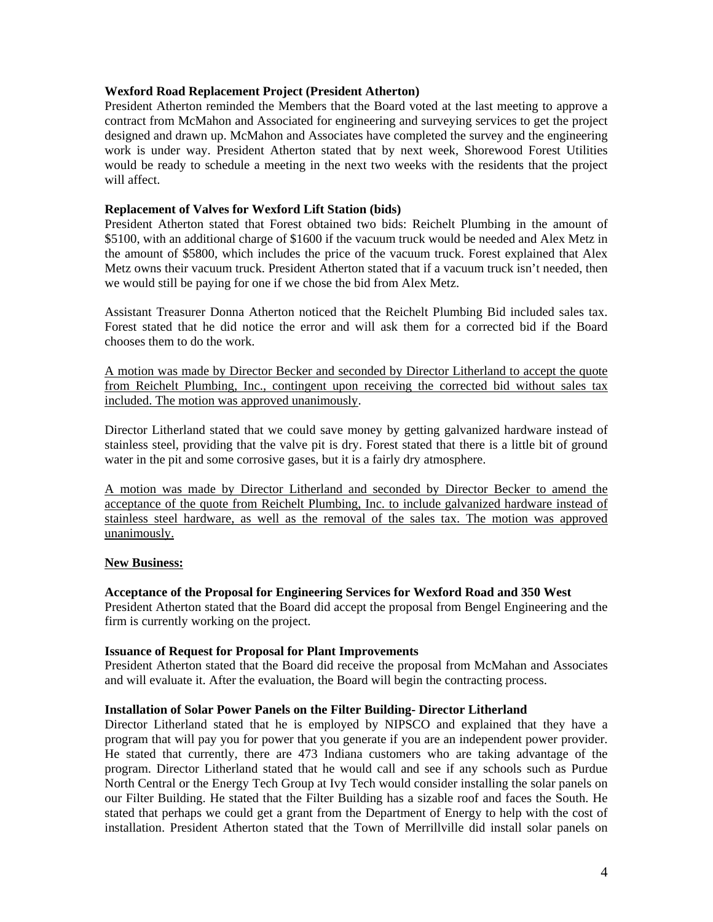**Wexford Road Replacement Project (President Atherton)**
President Atherton reminded the Members that the Board voted at the last meeting to approve a contract from McMahon and Associated for engineering and surveying services to get the project designed and drawn up. McMahon and Associates have completed the survey and the engineering work is under way. President Atherton stated that by next week, Shorewood Forest Utilities would be ready to schedule a meeting in the next two weeks with the residents that the project will affect.

**Replacement of Valves for Wexford Lift Station (bids)**
President Atherton stated that Forest obtained two bids: Reichelt Plumbing in the amount of $5100, with an additional charge of $1600 if the vacuum truck would be needed and Alex Metz in the amount of $5800, which includes the price of the vacuum truck. Forest explained that Alex Metz owns their vacuum truck. President Atherton stated that if a vacuum truck isn't needed, then we would still be paying for one if we chose the bid from Alex Metz.

Assistant Treasurer Donna Atherton noticed that the Reichelt Plumbing Bid included sales tax. Forest stated that he did notice the error and will ask them for a corrected bid if the Board chooses them to do the work.

<u>A motion was made by Director Becker and seconded by Director Litherland to accept the quote from Reichelt Plumbing, Inc., contingent upon receiving the corrected bid without sales tax included. The motion was approved unanimously</u>.

Director Litherland stated that we could save money by getting galvanized hardware instead of stainless steel, providing that the valve pit is dry. Forest stated that there is a little bit of ground water in the pit and some corrosive gases, but it is a fairly dry atmosphere.

<u>A motion was made by Director Litherland and seconded by Director Becker to amend the acceptance of the quote from Reichelt Plumbing, Inc. to include galvanized hardware instead of stainless steel hardware, as well as the removal of the sales tax. The motion was approved unanimously.</u>

**<u>New Business:</u>**

**Acceptance of the Proposal for Engineering Services for Wexford Road and 350 West**
President Atherton stated that the Board did accept the proposal from Bengel Engineering and the firm is currently working on the project.

**Issuance of Request for Proposal for Plant Improvements**
President Atherton stated that the Board did receive the proposal from McMahan and Associates and will evaluate it. After the evaluation, the Board will begin the contracting process.

**Installation of Solar Power Panels on the Filter Building- Director Litherland**
Director Litherland stated that he is employed by NIPSCO and explained that they have a program that will pay you for power that you generate if you are an independent power provider. He stated that currently, there are 473 Indiana customers who are taking advantage of the program. Director Litherland stated that he would call and see if any schools such as Purdue North Central or the Energy Tech Group at Ivy Tech would consider installing the solar panels on our Filter Building. He stated that the Filter Building has a sizable roof and faces the South. He stated that perhaps we could get a grant from the Department of Energy to help with the cost of installation. President Atherton stated that the Town of Merrillville did install solar panels on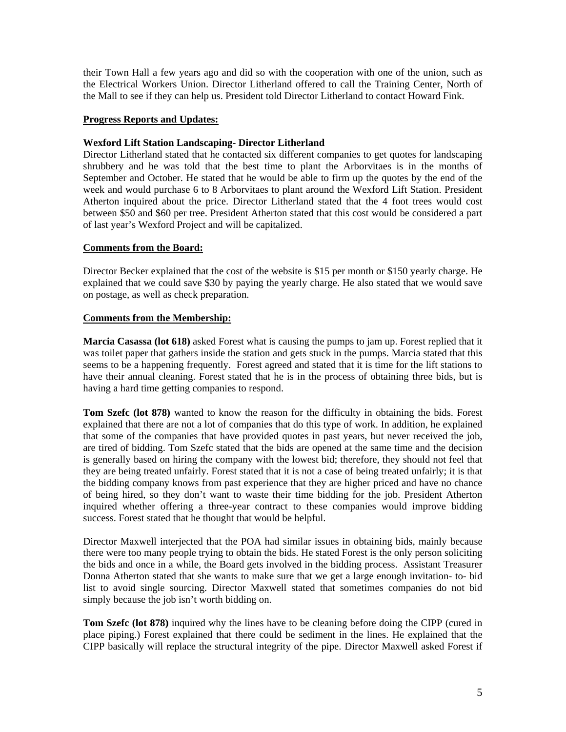their Town Hall a few years ago and did so with the cooperation with one of the union, such as the Electrical Workers Union. Director Litherland offered to call the Training Center, North of the Mall to see if they can help us. President told Director Litherland to contact Howard Fink.

**Progress Reports and Updates:**

**Wexford Lift Station Landscaping- Director Litherland**

Director Litherland stated that he contacted six different companies to get quotes for landscaping shrubbery and he was told that the best time to plant the Arborvitaes is in the months of September and October. He stated that he would be able to firm up the quotes by the end of the week and would purchase 6 to 8 Arborvitaes to plant around the Wexford Lift Station. President Atherton inquired about the price. Director Litherland stated that the 4 foot trees would cost between $50 and $60 per tree. President Atherton stated that this cost would be considered a part of last year's Wexford Project and will be capitalized.

**Comments from the Board:**

Director Becker explained that the cost of the website is $15 per month or $150 yearly charge. He explained that we could save $30 by paying the yearly charge. He also stated that we would save on postage, as well as check preparation.

**Comments from the Membership:**

**Marcia Casassa (lot 618)** asked Forest what is causing the pumps to jam up. Forest replied that it was toilet paper that gathers inside the station and gets stuck in the pumps. Marcia stated that this seems to be a happening frequently. Forest agreed and stated that it is time for the lift stations to have their annual cleaning. Forest stated that he is in the process of obtaining three bids, but is having a hard time getting companies to respond.

**Tom Szefc (lot 878)** wanted to know the reason for the difficulty in obtaining the bids. Forest explained that there are not a lot of companies that do this type of work. In addition, he explained that some of the companies that have provided quotes in past years, but never received the job, are tired of bidding. Tom Szefc stated that the bids are opened at the same time and the decision is generally based on hiring the company with the lowest bid; therefore, they should not feel that they are being treated unfairly. Forest stated that it is not a case of being treated unfairly; it is that the bidding company knows from past experience that they are higher priced and have no chance of being hired, so they don't want to waste their time bidding for the job. President Atherton inquired whether offering a three-year contract to these companies would improve bidding success. Forest stated that he thought that would be helpful.

Director Maxwell interjected that the POA had similar issues in obtaining bids, mainly because there were too many people trying to obtain the bids. He stated Forest is the only person soliciting the bids and once in a while, the Board gets involved in the bidding process. Assistant Treasurer Donna Atherton stated that she wants to make sure that we get a large enough invitation- to- bid list to avoid single sourcing. Director Maxwell stated that sometimes companies do not bid simply because the job isn't worth bidding on.

**Tom Szefc (lot 878)** inquired why the lines have to be cleaning before doing the CIPP (cured in place piping.) Forest explained that there could be sediment in the lines. He explained that the CIPP basically will replace the structural integrity of the pipe. Director Maxwell asked Forest if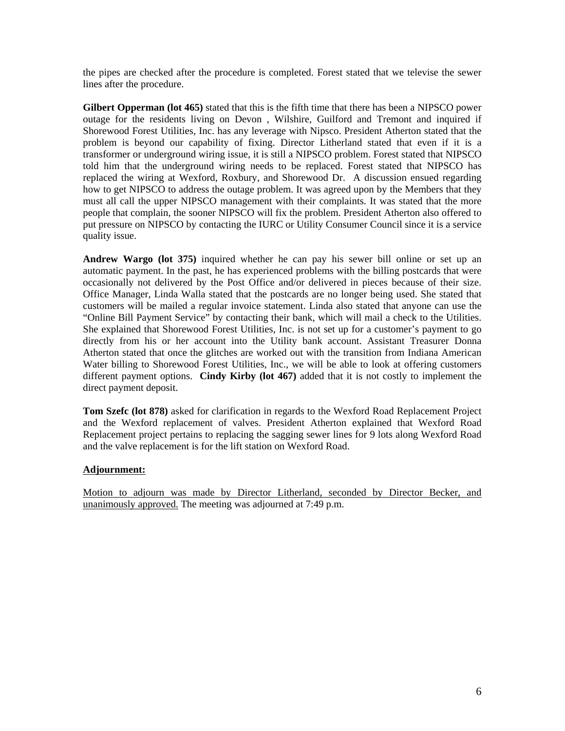the pipes are checked after the procedure is completed. Forest stated that we televise the sewer lines after the procedure.

**Gilbert Opperman (lot 465)** stated that this is the fifth time that there has been a NIPSCO power outage for the residents living on Devon , Wilshire, Guilford and Tremont and inquired if Shorewood Forest Utilities, Inc. has any leverage with Nipsco. President Atherton stated that the problem is beyond our capability of fixing. Director Litherland stated that even if it is a transformer or underground wiring issue, it is still a NIPSCO problem. Forest stated that NIPSCO told him that the underground wiring needs to be replaced. Forest stated that NIPSCO has replaced the wiring at Wexford, Roxbury, and Shorewood Dr. A discussion ensued regarding how to get NIPSCO to address the outage problem. It was agreed upon by the Members that they must all call the upper NIPSCO management with their complaints. It was stated that the more people that complain, the sooner NIPSCO will fix the problem. President Atherton also offered to put pressure on NIPSCO by contacting the IURC or Utility Consumer Council since it is a service quality issue.

**Andrew Wargo (lot 375)** inquired whether he can pay his sewer bill online or set up an automatic payment. In the past, he has experienced problems with the billing postcards that were occasionally not delivered by the Post Office and/or delivered in pieces because of their size. Office Manager, Linda Walla stated that the postcards are no longer being used. She stated that customers will be mailed a regular invoice statement. Linda also stated that anyone can use the "Online Bill Payment Service" by contacting their bank, which will mail a check to the Utilities. She explained that Shorewood Forest Utilities, Inc. is not set up for a customer's payment to go directly from his or her account into the Utility bank account. Assistant Treasurer Donna Atherton stated that once the glitches are worked out with the transition from Indiana American Water billing to Shorewood Forest Utilities, Inc., we will be able to look at offering customers different payment options. **Cindy Kirby (lot 467)** added that it is not costly to implement the direct payment deposit.

**Tom Szefc (lot 878)** asked for clarification in regards to the Wexford Road Replacement Project and the Wexford replacement of valves. President Atherton explained that Wexford Road Replacement project pertains to replacing the sagging sewer lines for 9 lots along Wexford Road and the valve replacement is for the lift station on Wexford Road.

**Adjournment:**

Motion to adjourn was made by Director Litherland, seconded by Director Becker, and unanimously approved. The meeting was adjourned at 7:49 p.m.